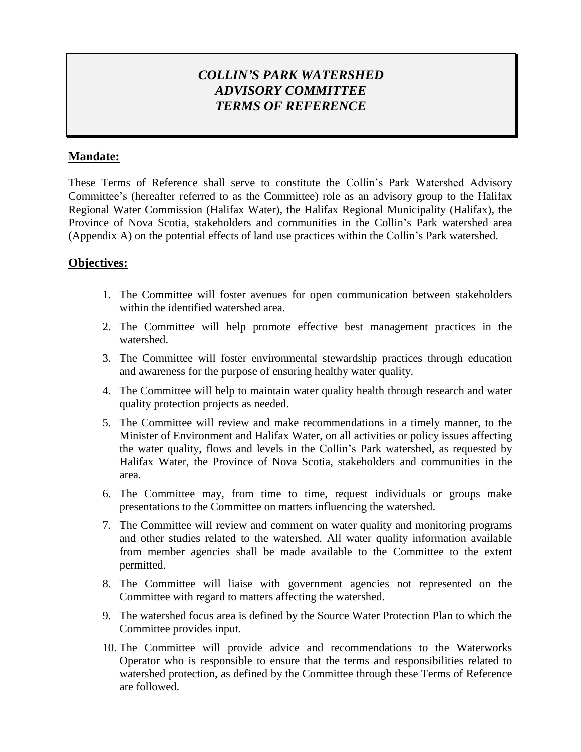# *COLLIN'S PARK WATERSHED ADVISORY COMMITTEE TERMS OF REFERENCE*

## Mandate:

These Terms of Reference shall serve to constitute the Collin's Park Watershed Advisory Committee's (hereafter referred to as the Committee) role as an advisory group to the Halifax Regional Water Commission (Halifax Water), the Halifax Regional Municipality (Halifax), the Province of Nova Scotia, stakeholders and communities in the Collin's Park watershed area (Appendix A) on the potential effects of land use practices within the Collin's Park watershed.

## Objectives:

1. The Committee will foster avenues for open communication between stakeholders within the identified watershed area.
2. The Committee will help promote effective best management practices in the watershed.
3. The Committee will foster environmental stewardship practices through education and awareness for the purpose of ensuring healthy water quality.
4. The Committee will help to maintain water quality health through research and water quality protection projects as needed.
5. The Committee will review and make recommendations in a timely manner, to the Minister of Environment and Halifax Water, on all activities or policy issues affecting the water quality, flows and levels in the Collin's Park watershed, as requested by Halifax Water, the Province of Nova Scotia, stakeholders and communities in the area.
6. The Committee may, from time to time, request individuals or groups make presentations to the Committee on matters influencing the watershed.
7. The Committee will review and comment on water quality and monitoring programs and other studies related to the watershed. All water quality information available from member agencies shall be made available to the Committee to the extent permitted.
8. The Committee will liaise with government agencies not represented on the Committee with regard to matters affecting the watershed.
9. The watershed focus area is defined by the Source Water Protection Plan to which the Committee provides input.
10. The Committee will provide advice and recommendations to the Waterworks Operator who is responsible to ensure that the terms and responsibilities related to watershed protection, as defined by the Committee through these Terms of Reference are followed.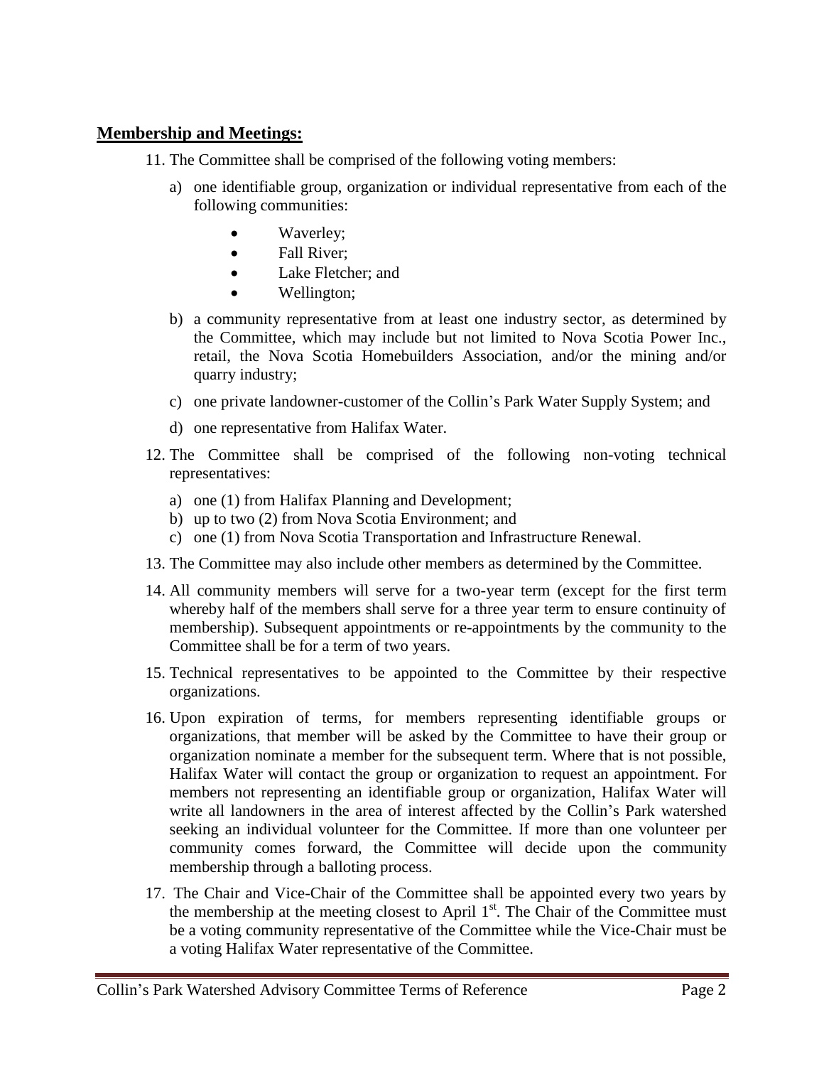## Membership and Meetings:

11. The Committee shall be comprised of the following voting members:

    a) one identifiable group, organization or individual representative from each of the following communities:

    - Waverley;
    - Fall River;
    - Lake Fletcher; and
    - Wellington;

    b) a community representative from at least one industry sector, as determined by the Committee, which may include but not limited to Nova Scotia Power Inc., retail, the Nova Scotia Homebuilders Association, and/or the mining and/or quarry industry;

    c) one private landowner-customer of the Collin's Park Water Supply System; and

    d) one representative from Halifax Water.

12. The Committee shall be comprised of the following non-voting technical representatives:

    a) one (1) from Halifax Planning and Development;
    b) up to two (2) from Nova Scotia Environment; and
    c) one (1) from Nova Scotia Transportation and Infrastructure Renewal.

13. The Committee may also include other members as determined by the Committee.

14. All community members will serve for a two-year term (except for the first term whereby half of the members shall serve for a three year term to ensure continuity of membership). Subsequent appointments or re-appointments by the community to the Committee shall be for a term of two years.

15. Technical representatives to be appointed to the Committee by their respective organizations.

16. Upon expiration of terms, for members representing identifiable groups or organizations, that member will be asked by the Committee to have their group or organization nominate a member for the subsequent term. Where that is not possible, Halifax Water will contact the group or organization to request an appointment. For members not representing an identifiable group or organization, Halifax Water will write all landowners in the area of interest affected by the Collin's Park watershed seeking an individual volunteer for the Committee. If more than one volunteer per community comes forward, the Committee will decide upon the community membership through a balloting process.

17. The Chair and Vice-Chair of the Committee shall be appointed every two years by the membership at the meeting closest to April 1st. The Chair of the Committee must be a voting community representative of the Committee while the Vice-Chair must be a voting Halifax Water representative of the Committee.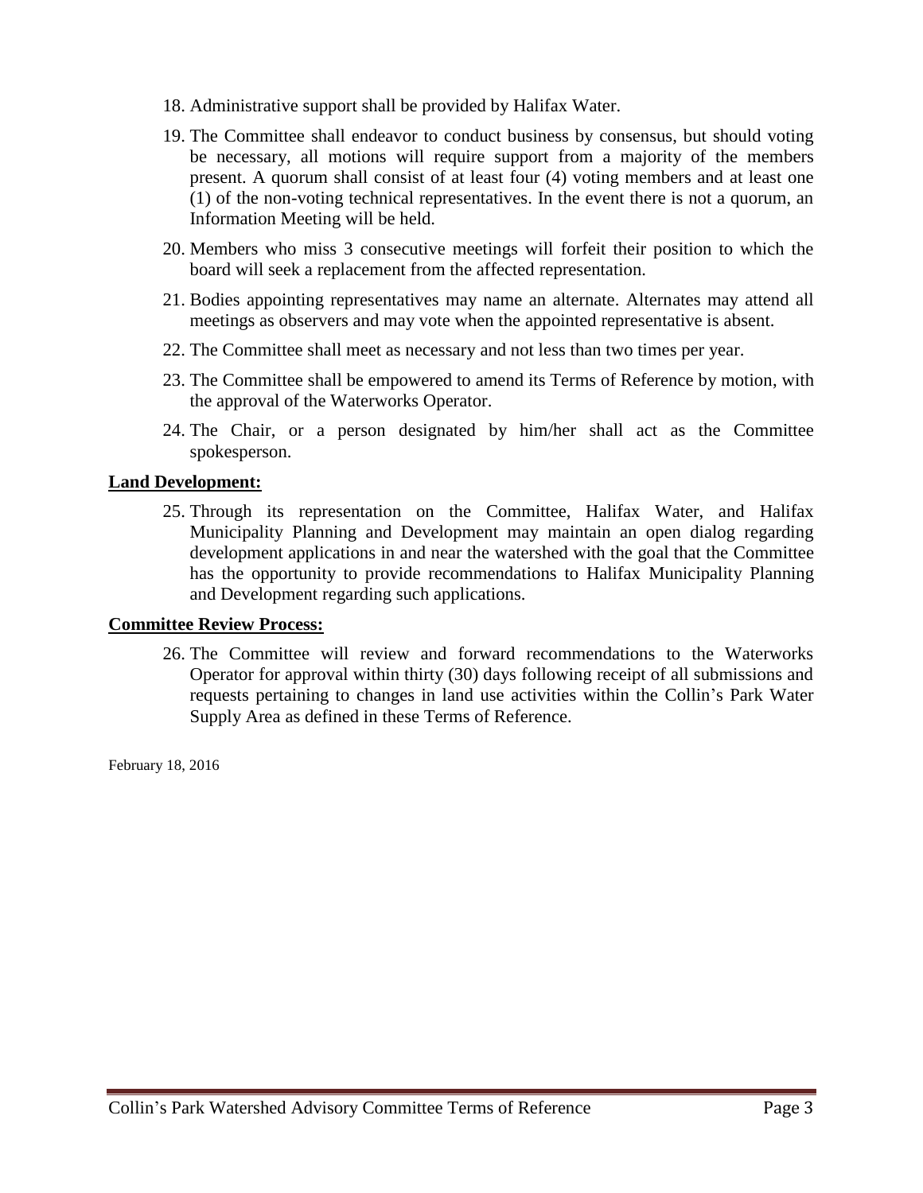18. Administrative support shall be provided by Halifax Water.

19. The Committee shall endeavor to conduct business by consensus, but should voting be necessary, all motions will require support from a majority of the members present. A quorum shall consist of at least four (4) voting members and at least one (1) of the non-voting technical representatives. In the event there is not a quorum, an Information Meeting will be held.

20. Members who miss 3 consecutive meetings will forfeit their position to which the board will seek a replacement from the affected representation.

21. Bodies appointing representatives may name an alternate. Alternates may attend all meetings as observers and may vote when the appointed representative is absent.

22. The Committee shall meet as necessary and not less than two times per year.

23. The Committee shall be empowered to amend its Terms of Reference by motion, with the approval of the Waterworks Operator.

24. The Chair, or a person designated by him/her shall act as the Committee spokesperson.

**Land Development:**

25. Through its representation on the Committee, Halifax Water, and Halifax Municipality Planning and Development may maintain an open dialog regarding development applications in and near the watershed with the goal that the Committee has the opportunity to provide recommendations to Halifax Municipality Planning and Development regarding such applications.

**Committee Review Process:**

26. The Committee will review and forward recommendations to the Waterworks Operator for approval within thirty (30) days following receipt of all submissions and requests pertaining to changes in land use activities within the Collin's Park Water Supply Area as defined in these Terms of Reference.

February 18, 2016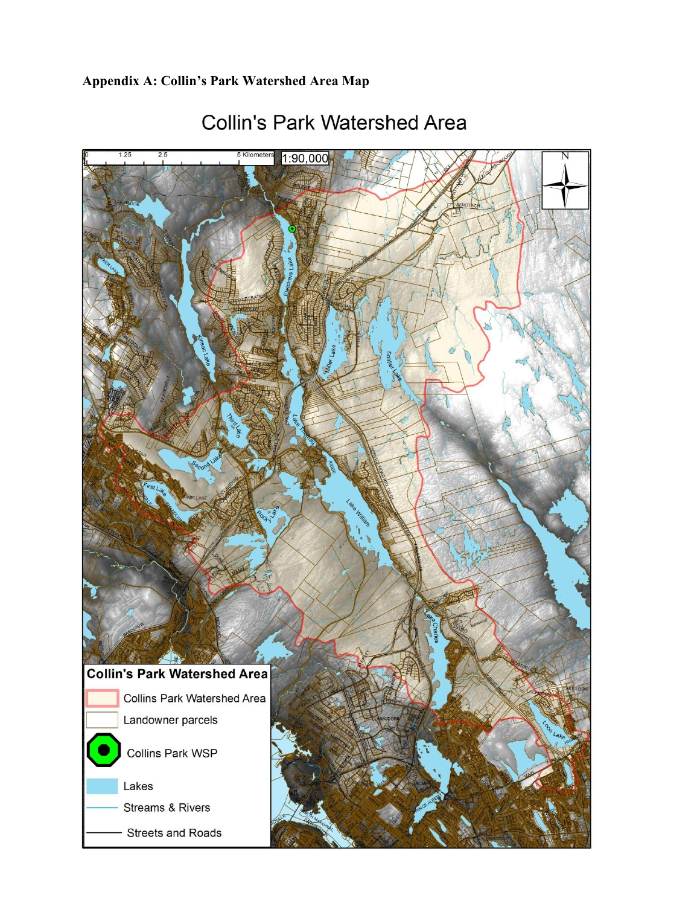**Appendix A: Collin's Park Watershed Area Map**

Collin's Park Watershed Area

0 1.25 2.5 5 Kilometers

1:90,000

N

Collin's Park Watershed Area

Collins Park Watershed Area

Landowner parcels

Collins Park WSP

Lakes

Streams & Rivers

Streets and Roads